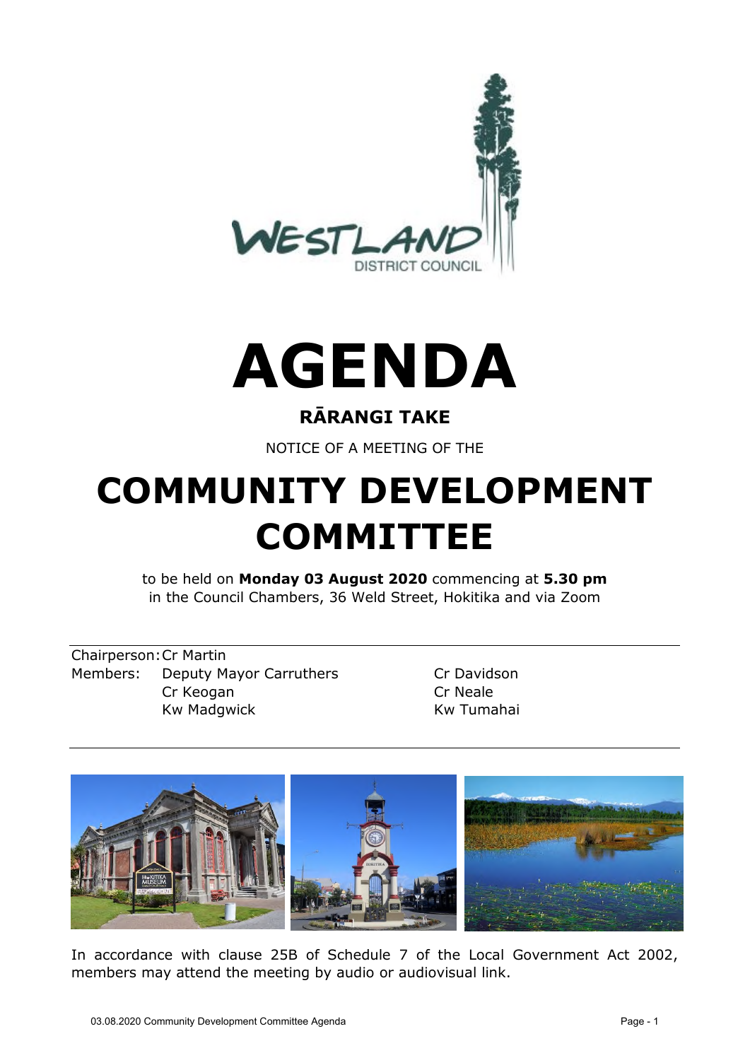# AGENDA

## RĀRANGI TAKE

NOTICE OF A MEETING OF THE

# COMMUNITY DEVELOPMENT COMMITTEE

to be held on **Monday 03 August 2020** commencing at **5.30 pm** in the Council Chambers, 36 Weld Street, Hokitika and via Zoom

Chairperson: Cr Martin

Members: Deputy Mayor Carruthers, Cr Davidson, Cr Keogan, Cr Neale, Kw Madgwick, Kw Tumahai

In accordance with clause 25B of Schedule 7 of the Local Government Act 2002, members may attend the meeting by audio or audiovisual link.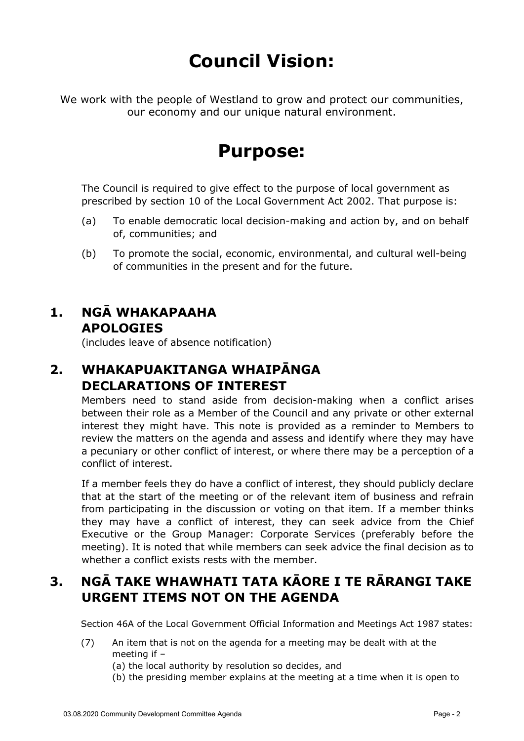# Council Vision:

We work with the people of Westland to grow and protect our communities, our economy and our unique natural environment.

# Purpose:

The Council is required to give effect to the purpose of local government as prescribed by section 10 of the Local Government Act 2002. That purpose is:

(a) To enable democratic local decision-making and action by, and on behalf of, communities; and

(b) To promote the social, economic, environmental, and cultural well-being of communities in the present and for the future.

## 1. NGĀ WHAKAPAAHA APOLOGIES

(includes leave of absence notification)

## 2. WHAKAPUAKITANGA WHAIPĀNGA DECLARATIONS OF INTEREST

Members need to stand aside from decision-making when a conflict arises between their role as a Member of the Council and any private or other external interest they might have. This note is provided as a reminder to Members to review the matters on the agenda and assess and identify where they may have a pecuniary or other conflict of interest, or where there may be a perception of a conflict of interest.

If a member feels they do have a conflict of interest, they should publicly declare that at the start of the meeting or of the relevant item of business and refrain from participating in the discussion or voting on that item. If a member thinks they may have a conflict of interest, they can seek advice from the Chief Executive or the Group Manager: Corporate Services (preferably before the meeting). It is noted that while members can seek advice the final decision as to whether a conflict exists rests with the member.

## 3. NGĀ TAKE WHAWHATI TATA KĀORE I TE RĀRANGI TAKE URGENT ITEMS NOT ON THE AGENDA

Section 46A of the Local Government Official Information and Meetings Act 1987 states:

(7) An item that is not on the agenda for a meeting may be dealt with at the meeting if –
(a) the local authority by resolution so decides, and
(b) the presiding member explains at the meeting at a time when it is open to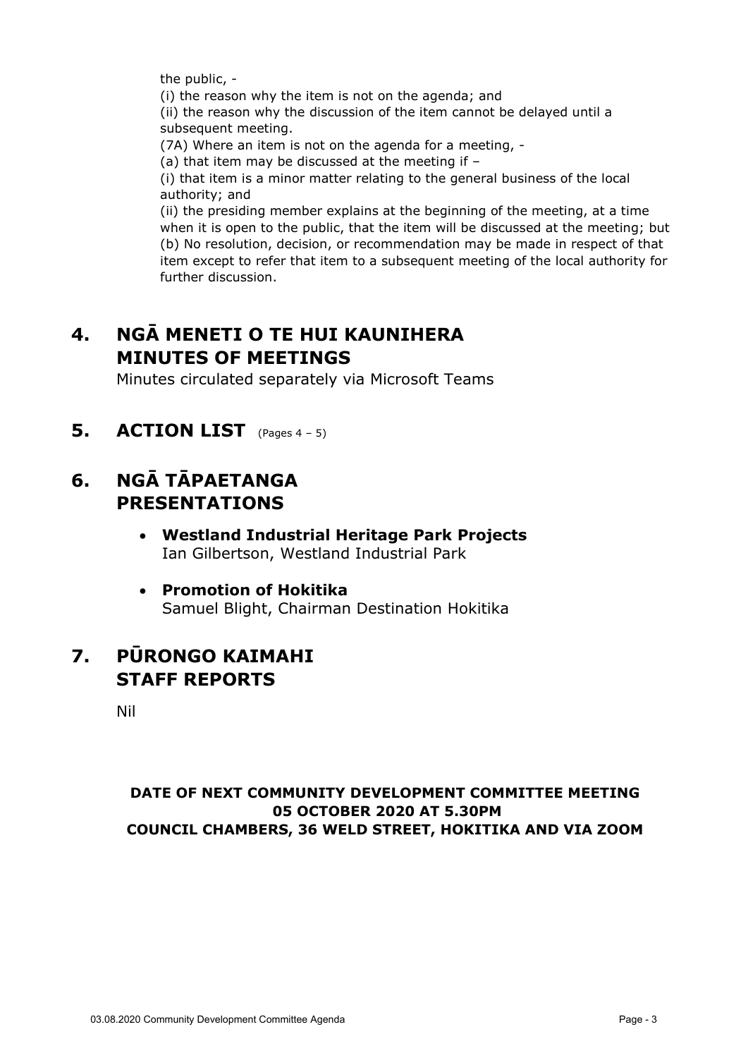the public, -

(i) the reason why the item is not on the agenda; and

(ii) the reason why the discussion of the item cannot be delayed until a subsequent meeting.

(7A) Where an item is not on the agenda for a meeting, -

(a) that item may be discussed at the meeting if –

(i) that item is a minor matter relating to the general business of the local authority; and

(ii) the presiding member explains at the beginning of the meeting, at a time when it is open to the public, that the item will be discussed at the meeting; but

(b) No resolution, decision, or recommendation may be made in respect of that item except to refer that item to a subsequent meeting of the local authority for further discussion.

## 4. NGĀ MENETI O TE HUI KAUNIHERA MINUTES OF MEETINGS

Minutes circulated separately via Microsoft Teams

## 5. ACTION LIST (Pages 4 – 5)

## 6. NGĀ TĀPAETANGA PRESENTATIONS

- **Westland Industrial Heritage Park Projects**
  Ian Gilbertson, Westland Industrial Park

- **Promotion of Hokitika**
  Samuel Blight, Chairman Destination Hokitika

## 7. PŪRONGO KAIMAHI STAFF REPORTS

Nil

**DATE OF NEXT COMMUNITY DEVELOPMENT COMMITTEE MEETING**
**05 OCTOBER 2020 AT 5.30PM**
**COUNCIL CHAMBERS, 36 WELD STREET, HOKITIKA AND VIA ZOOM**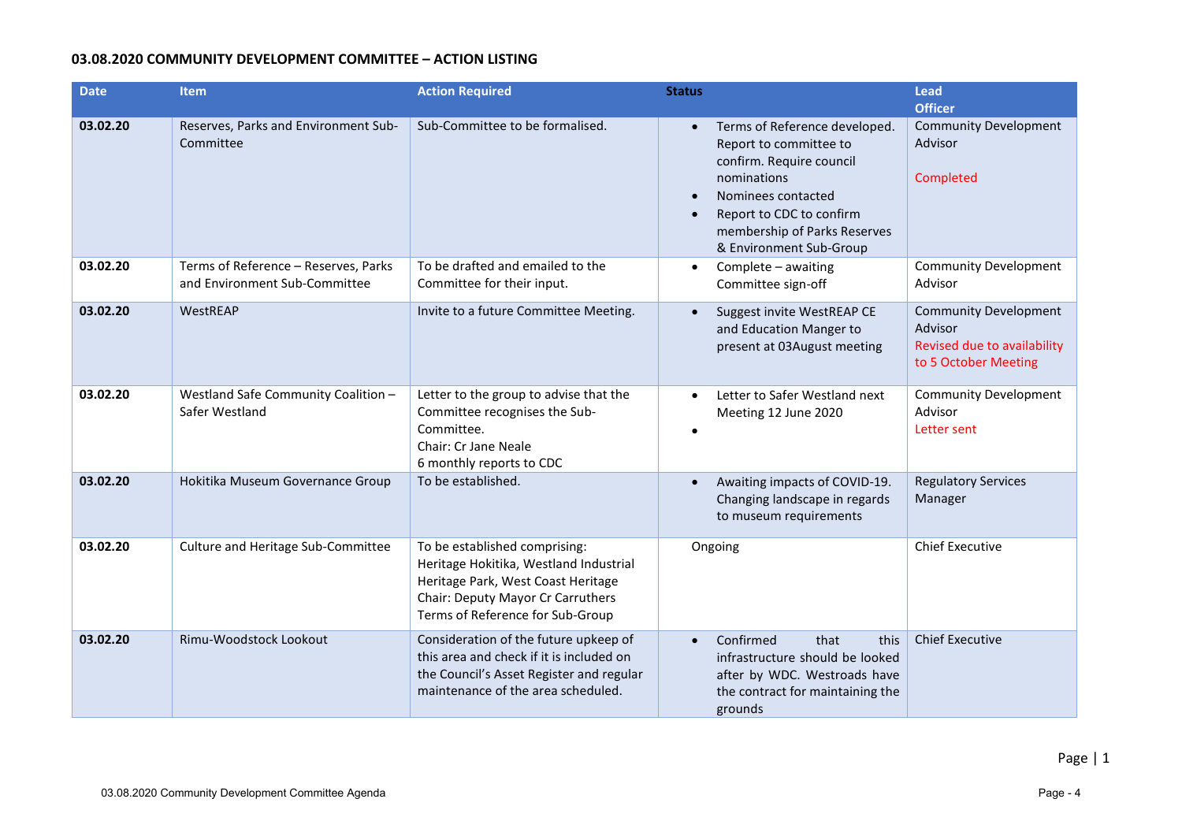**03.08.2020 COMMUNITY DEVELOPMENT COMMITTEE – ACTION LISTING**

| Date | Item | Action Required | Status | Lead Officer |
|---|---|---|---|---|
| **03.02.20** | Reserves, Parks and Environment Sub-Committee | Sub-Committee to be formalised. | • Terms of Reference developed. Report to committee to confirm. Require council nominations<br>• Nominees contacted<br>• Report to CDC to confirm membership of Parks Reserves & Environment Sub-Group | Community Development Advisor<br><br>Completed |
| **03.02.20** | Terms of Reference – Reserves, Parks and Environment Sub-Committee | To be drafted and emailed to the Committee for their input. | • Complete – awaiting Committee sign-off | Community Development Advisor |
| **03.02.20** | WestREAP | Invite to a future Committee Meeting. | • Suggest invite WestREAP CE and Education Manger to present at 03August meeting | Community Development Advisor<br>Revised due to availability to 5 October Meeting |
| **03.02.20** | Westland Safe Community Coalition – Safer Westland | Letter to the group to advise that the Committee recognises the Sub-Committee.<br>Chair: Cr Jane Neale<br>6 monthly reports to CDC | • Letter to Safer Westland next Meeting 12 June 2020<br>• | Community Development Advisor<br>Letter sent |
| **03.02.20** | Hokitika Museum Governance Group | To be established. | • Awaiting impacts of COVID-19. Changing landscape in regards to museum requirements | Regulatory Services Manager |
| **03.02.20** | Culture and Heritage Sub-Committee | To be established comprising: Heritage Hokitika, Westland Industrial Heritage Park, West Coast Heritage<br>Chair: Deputy Mayor Cr Carruthers<br>Terms of Reference for Sub-Group | Ongoing | Chief Executive |
| **03.02.20** | Rimu-Woodstock Lookout | Consideration of the future upkeep of this area and check if it is included on the Council's Asset Register and regular maintenance of the area scheduled. | • Confirmed that this infrastructure should be looked after by WDC. Westroads have the contract for maintaining the grounds | Chief Executive |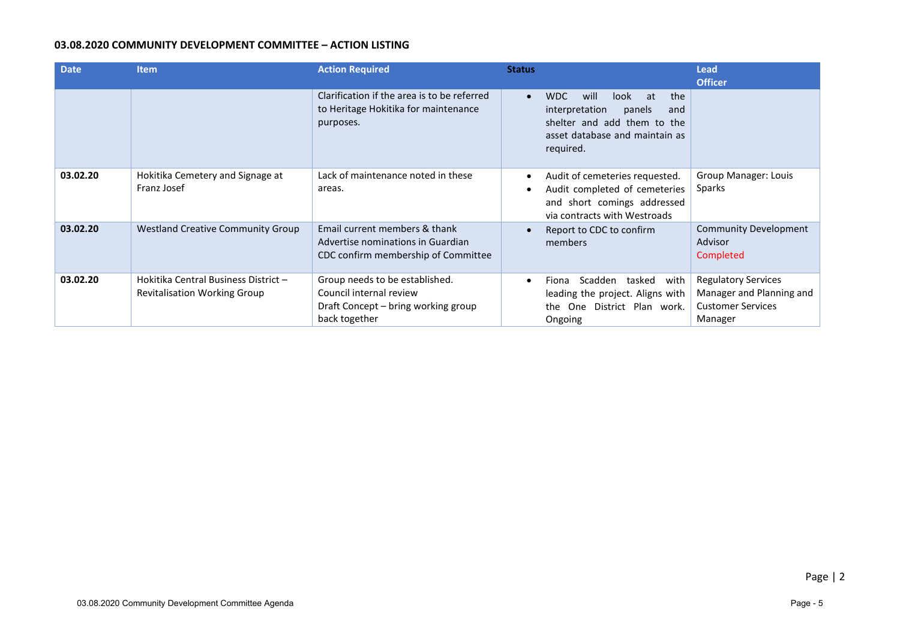**03.08.2020 COMMUNITY DEVELOPMENT COMMITTEE – ACTION LISTING**

| Date | Item | Action Required | Status | Lead Officer |
|---|---|---|---|---|
| | | Clarification if the area is to be referred to Heritage Hokitika for maintenance purposes. | • WDC will look at the interpretation panels and shelter and add them to the asset database and maintain as required. | |
| **03.02.20** | Hokitika Cemetery and Signage at Franz Josef | Lack of maintenance noted in these areas. | • Audit of cemeteries requested.<br>• Audit completed of cemeteries and short comings addressed via contracts with Westroads | Group Manager: Louis Sparks |
| **03.02.20** | Westland Creative Community Group | Email current members & thank<br>Advertise nominations in Guardian<br>CDC confirm membership of Committee | • Report to CDC to confirm members | Community Development Advisor<br>Completed |
| **03.02.20** | Hokitika Central Business District – Revitalisation Working Group | Group needs to be established.<br>Council internal review<br>Draft Concept – bring working group back together | • Fiona Scadden tasked with leading the project. Aligns with the One District Plan work. Ongoing | Regulatory Services Manager and Planning and Customer Services Manager |